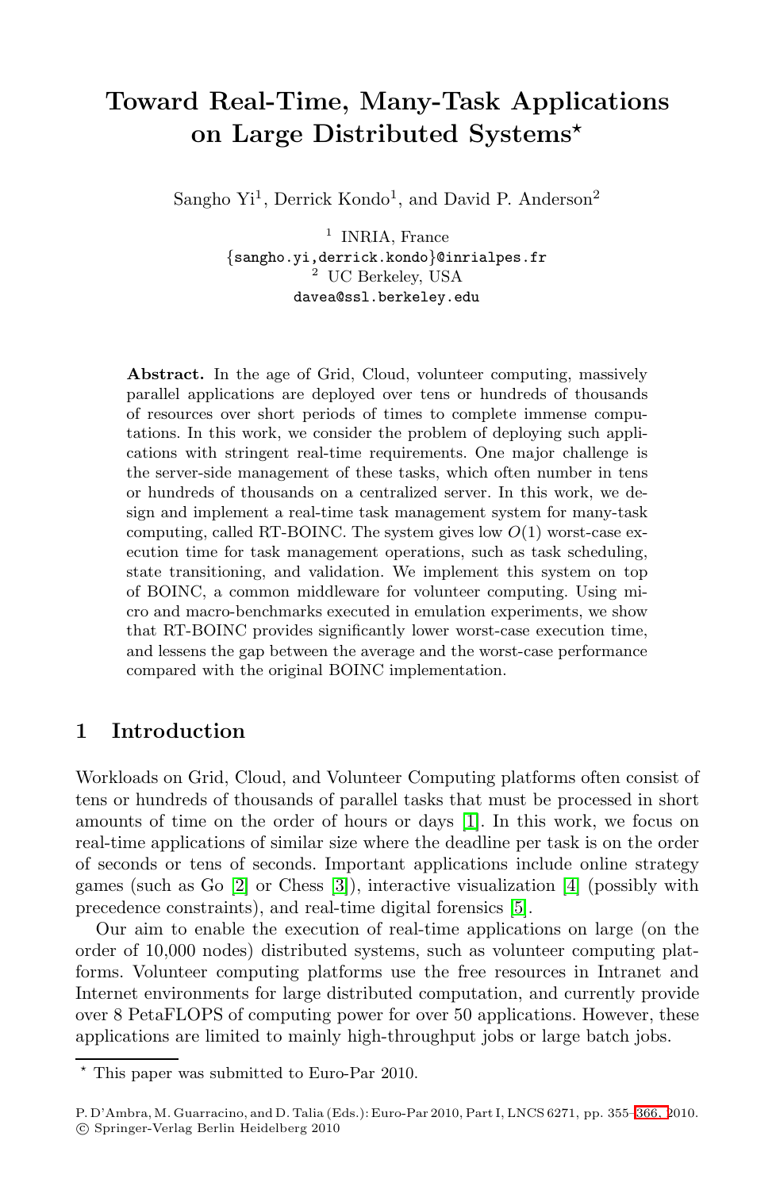# Toward Real-Time, Many-Task Applications on Large Distributed Systems*

Sangho Yi[1], Derrick Kondo[1], and David P. Anderson[2]

[1] INRIA, France
{sangho.yi,derrick.kondo}@inrialpes.fr
[2] UC Berkeley, USA
davea@ssl.berkeley.edu

**Abstract.** In the age of Grid, Cloud, volunteer computing, massively parallel applications are deployed over tens or hundreds of thousands of resources over short periods of times to complete immense computations. In this work, we consider the problem of deploying such applications with stringent real-time requirements. One major challenge is the server-side management of these tasks, which often number in tens or hundreds of thousands on a centralized server. In this work, we design and implement a real-time task management system for many-task computing, called RT-BOINC. The system gives low $O(1)$ worst-case execution time for task management operations, such as task scheduling, state transitioning, and validation. We implement this system on top of BOINC, a common middleware for volunteer computing. Using micro and macro-benchmarks executed in emulation experiments, we show that RT-BOINC provides significantly lower worst-case execution time, and lessens the gap between the average and the worst-case performance compared with the original BOINC implementation.

## 1 Introduction

Workloads on Grid, Cloud, and Volunteer Computing platforms often consist of tens or hundreds of thousands of parallel tasks that must be processed in short amounts of time on the order of hours or days [1]. In this work, we focus on real-time applications of similar size where the deadline per task is on the order of seconds or tens of seconds. Important applications include online strategy games (such as Go [2] or Chess [3]), interactive visualization [4] (possibly with precedence constraints), and real-time digital forensics [5].

Our aim to enable the execution of real-time applications on large (on the order of 10,000 nodes) distributed systems, such as volunteer computing platforms. Volunteer computing platforms use the free resources in Intranet and Internet environments for large distributed computation, and currently provide over 8 PetaFLOPS of computing power for over 50 applications. However, these applications are limited to mainly high-throughput jobs or large batch jobs.

* This paper was submitted to Euro-Par 2010.

P. D'Ambra, M. Guarracino, and D. Talia (Eds.): Euro-Par 2010, Part I, LNCS 6271, pp. 355–366, 2010.
© Springer-Verlag Berlin Heidelberg 2010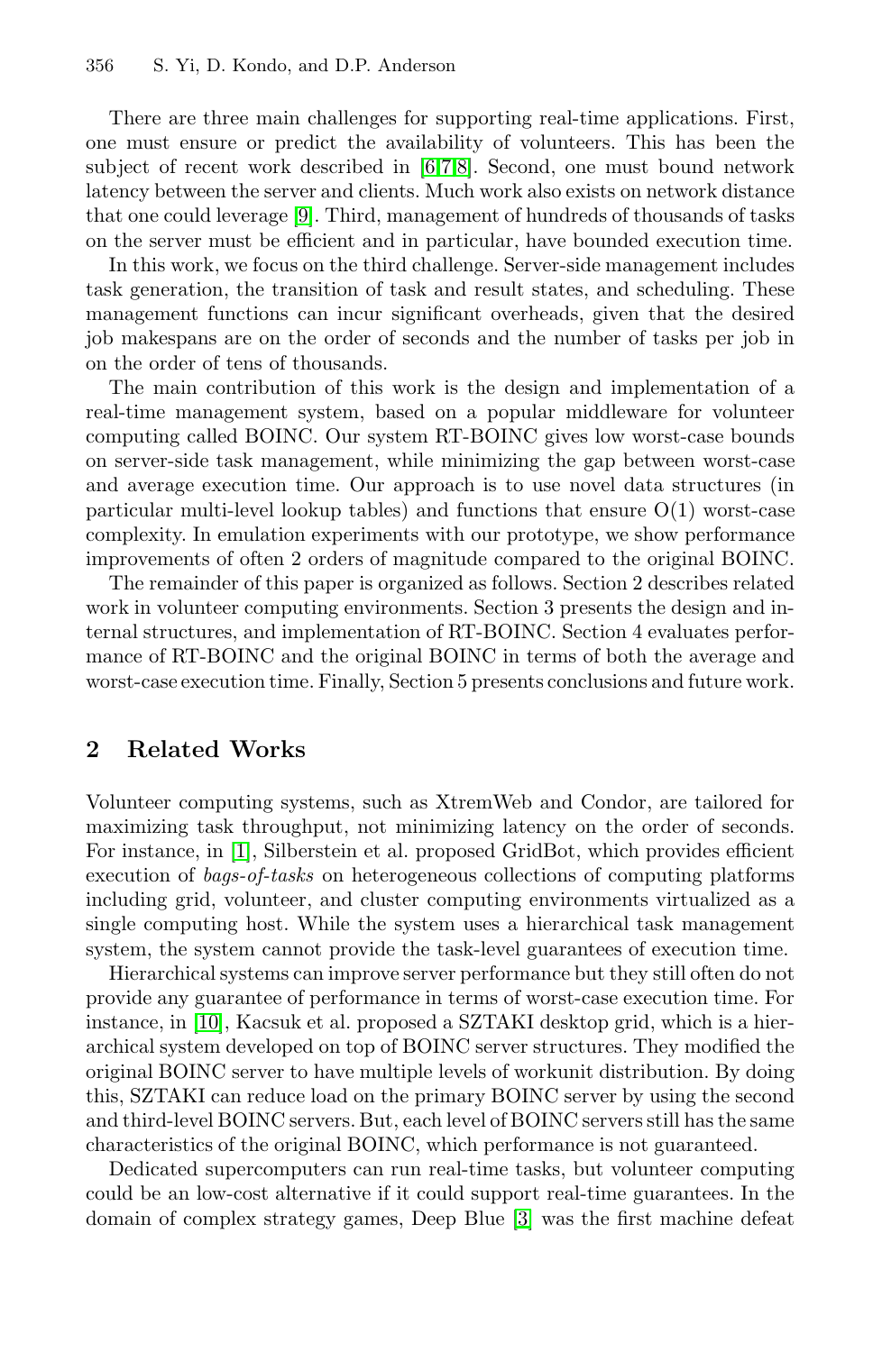There are three main challenges for supporting real-time applications. First, one must ensure or predict the availability of volunteers. This has been the subject of recent work described in [6,7,8]. Second, one must bound network latency between the server and clients. Much work also exists on network distance that one could leverage [9]. Third, management of hundreds of thousands of tasks on the server must be efficient and in particular, have bounded execution time.

In this work, we focus on the third challenge. Server-side management includes task generation, the transition of task and result states, and scheduling. These management functions can incur significant overheads, given that the desired job makespans are on the order of seconds and the number of tasks per job in on the order of tens of thousands.

The main contribution of this work is the design and implementation of a real-time management system, based on a popular middleware for volunteer computing called BOINC. Our system RT-BOINC gives low worst-case bounds on server-side task management, while minimizing the gap between worst-case and average execution time. Our approach is to use novel data structures (in particular multi-level lookup tables) and functions that ensure O(1) worst-case complexity. In emulation experiments with our prototype, we show performance improvements of often 2 orders of magnitude compared to the original BOINC.

The remainder of this paper is organized as follows. Section 2 describes related work in volunteer computing environments. Section 3 presents the design and internal structures, and implementation of RT-BOINC. Section 4 evaluates performance of RT-BOINC and the original BOINC in terms of both the average and worst-case execution time. Finally, Section 5 presents conclusions and future work.

## 2 Related Works

Volunteer computing systems, such as XtremWeb and Condor, are tailored for maximizing task throughput, not minimizing latency on the order of seconds. For instance, in [1], Silberstein et al. proposed GridBot, which provides efficient execution of *bags-of-tasks* on heterogeneous collections of computing platforms including grid, volunteer, and cluster computing environments virtualized as a single computing host. While the system uses a hierarchical task management system, the system cannot provide the task-level guarantees of execution time.

Hierarchical systems can improve server performance but they still often do not provide any guarantee of performance in terms of worst-case execution time. For instance, in [10], Kacsuk et al. proposed a SZTAKI desktop grid, which is a hierarchical system developed on top of BOINC server structures. They modified the original BOINC server to have multiple levels of workunit distribution. By doing this, SZTAKI can reduce load on the primary BOINC server by using the second and third-level BOINC servers. But, each level of BOINC servers still has the same characteristics of the original BOINC, which performance is not guaranteed.

Dedicated supercomputers can run real-time tasks, but volunteer computing could be an low-cost alternative if it could support real-time guarantees. In the domain of complex strategy games, Deep Blue [3] was the first machine defeat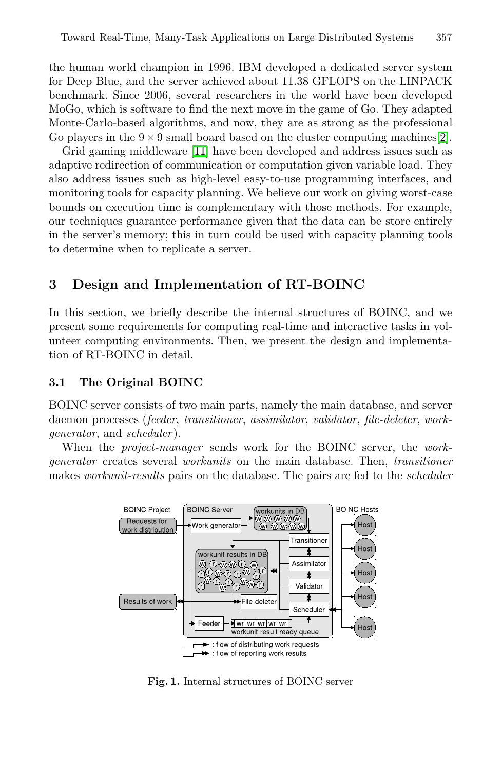the human world champion in 1996. IBM developed a dedicated server system for Deep Blue, and the server achieved about 11.38 GFLOPS on the LINPACK benchmark. Since 2006, several researchers in the world have been developed MoGo, which is software to find the next move in the game of Go. They adapted Monte-Carlo-based algorithms, and now, they are as strong as the professional Go players in the $9 \times 9$ small board based on the cluster computing machines[2].

Grid gaming middleware [11] have been developed and address issues such as adaptive redirection of communication or computation given variable load. They also address issues such as high-level easy-to-use programming interfaces, and monitoring tools for capacity planning. We believe our work on giving worst-case bounds on execution time is complementary with those methods. For example, our techniques guarantee performance given that the data can be store entirely in the server's memory; this in turn could be used with capacity planning tools to determine when to replicate a server.

## 3 Design and Implementation of RT-BOINC

In this section, we briefly describe the internal structures of BOINC, and we present some requirements for computing real-time and interactive tasks in volunteer computing environments. Then, we present the design and implementation of RT-BOINC in detail.

### 3.1 The Original BOINC

BOINC server consists of two main parts, namely the main database, and server daemon processes (*feeder*, *transitioner*, *assimilator*, *validator*, *file-deleter*, *work-generator*, and *scheduler*).

When the *project-manager* sends work for the BOINC server, the *work-generator* creates several *workunits* on the main database. Then, *transitioner* makes *workunit-results* pairs on the database. The pairs are fed to the *scheduler*

**Fig. 1.** Internal structures of BOINC server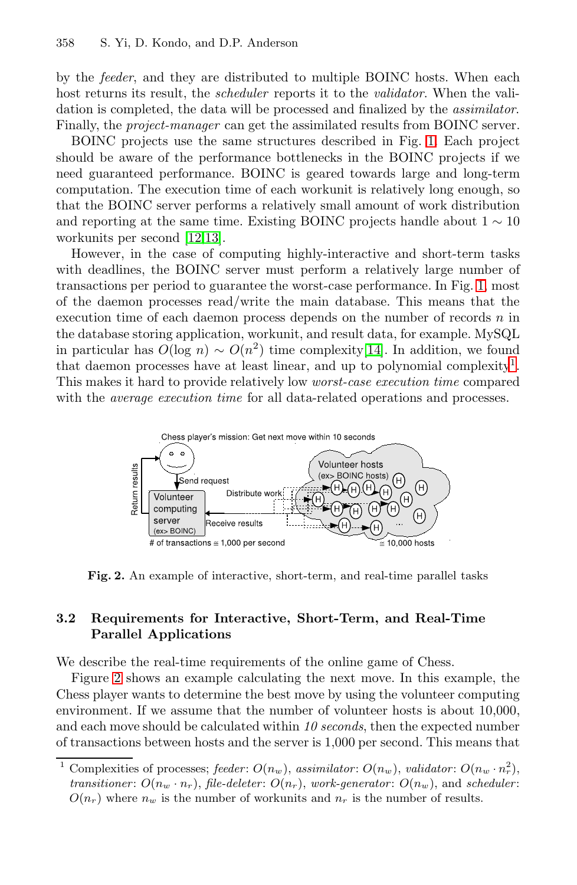by the *feeder*, and they are distributed to multiple BOINC hosts. When each host returns its result, the *scheduler* reports it to the *validator*. When the validation is completed, the data will be processed and finalized by the *assimilator*. Finally, the *project-manager* can get the assimilated results from BOINC server.

BOINC projects use the same structures described in Fig. 1. Each project should be aware of the performance bottlenecks in the BOINC projects if we need guaranteed performance. BOINC is geared towards large and long-term computation. The execution time of each workunit is relatively long enough, so that the BOINC server performs a relatively small amount of work distribution and reporting at the same time. Existing BOINC projects handle about $1 \sim 10$ workunits per second [12,13].

However, in the case of computing highly-interactive and short-term tasks with deadlines, the BOINC server must perform a relatively large number of transactions per period to guarantee the worst-case performance. In Fig. 1, most of the daemon processes read/write the main database. This means that the execution time of each daemon process depends on the number of records $n$ in the database storing application, workunit, and result data, for example. MySQL in particular has $O(\log\ n) \sim O(n^2)$ time complexity[14]. In addition, we found that daemon processes have at least linear, and up to polynomial complexity[1]. This makes it hard to provide relatively low *worst-case execution time* compared with the *average execution time* for all data-related operations and processes.

**Fig. 2.** An example of interactive, short-term, and real-time parallel tasks

### 3.2 Requirements for Interactive, Short-Term, and Real-Time Parallel Applications

We describe the real-time requirements of the online game of Chess.

Figure 2 shows an example calculating the next move. In this example, the Chess player wants to determine the best move by using the volunteer computing environment. If we assume that the number of volunteer hosts is about 10,000, and each move should be calculated within *10 seconds*, then the expected number of transactions between hosts and the server is 1,000 per second. This means that

---

[1] Complexities of processes; *feeder*: $O(n_w)$, *assimilator*: $O(n_w)$, *validator*: $O(n_w \cdot n_r^2)$, *transitioner*: $O(n_w \cdot n_r)$, *file-deleter*: $O(n_r)$, *work-generator*: $O(n_w)$, and *scheduler*: $O(n_r)$ where $n_w$ is the number of workunits and $n_r$ is the number of results.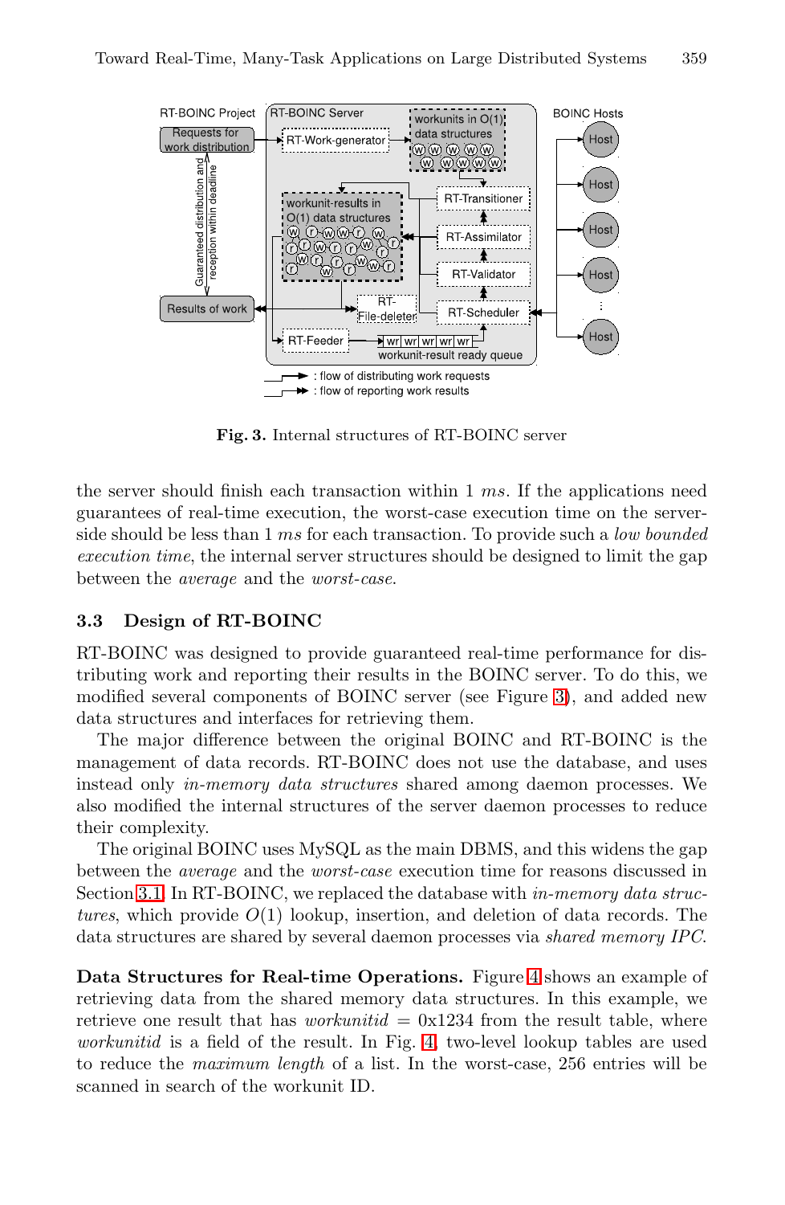Fig. 3. Internal structures of RT-BOINC server

the server should finish each transaction within 1 *ms*. If the applications need guarantees of real-time execution, the worst-case execution time on the server-side should be less than 1 *ms* for each transaction. To provide such a *low bounded execution time*, the internal server structures should be designed to limit the gap between the *average* and the *worst-case*.

### 3.3 Design of RT-BOINC

RT-BOINC was designed to provide guaranteed real-time performance for distributing work and reporting their results in the BOINC server. To do this, we modified several components of BOINC server (see Figure 3), and added new data structures and interfaces for retrieving them.

The major difference between the original BOINC and RT-BOINC is the management of data records. RT-BOINC does not use the database, and uses instead only *in-memory data structures* shared among daemon processes. We also modified the internal structures of the server daemon processes to reduce their complexity.

The original BOINC uses MySQL as the main DBMS, and this widens the gap between the *average* and the *worst-case* execution time for reasons discussed in Section 3.1. In RT-BOINC, we replaced the database with *in-memory data structures*, which provide $O(1)$ lookup, insertion, and deletion of data records. The data structures are shared by several daemon processes via *shared memory IPC*.

**Data Structures for Real-time Operations.** Figure 4 shows an example of retrieving data from the shared memory data structures. In this example, we retrieve one result that has *workunitid* = 0x1234 from the result table, where *workunitid* is a field of the result. In Fig. 4, two-level lookup tables are used to reduce the *maximum length* of a list. In the worst-case, 256 entries will be scanned in search of the workunit ID.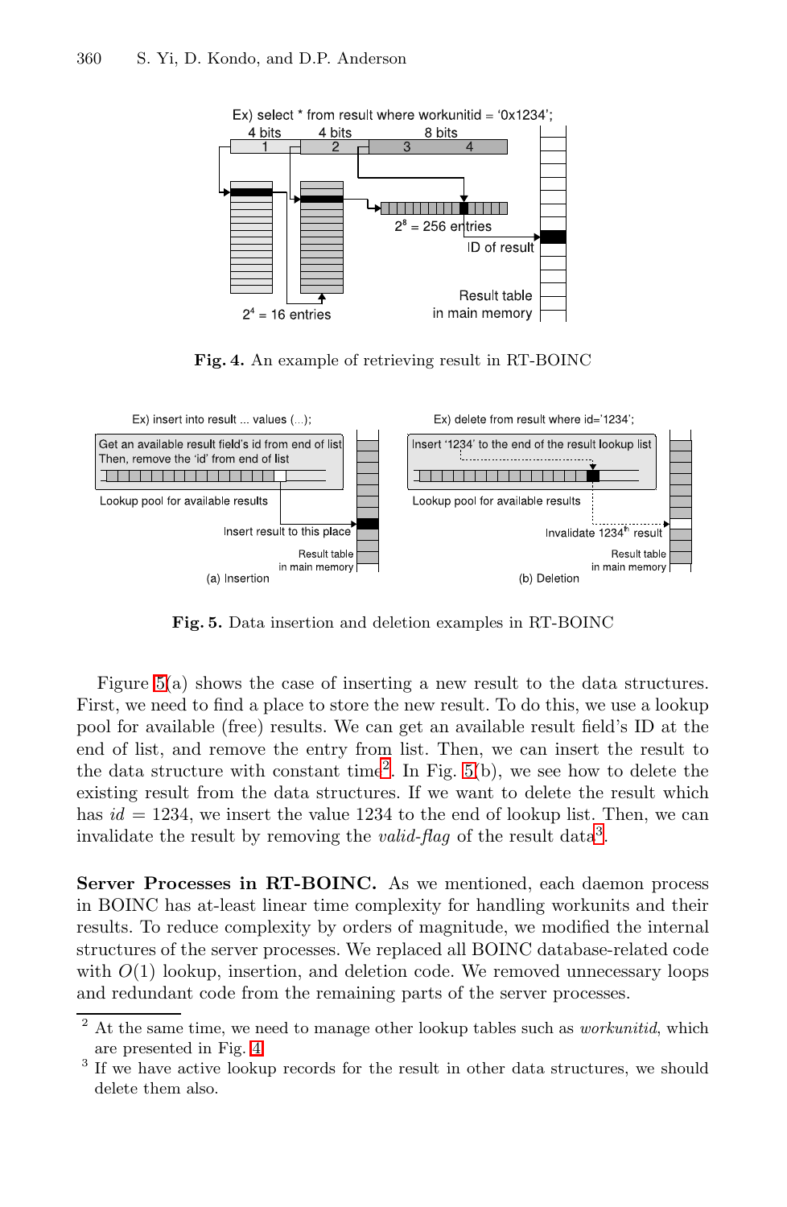**Fig. 4.** An example of retrieving result in RT-BOINC

**Fig. 5.** Data insertion and deletion examples in RT-BOINC

Figure 5(a) shows the case of inserting a new result to the data structures. First, we need to find a place to store the new result. To do this, we use a lookup pool for available (free) results. We can get an available result field's ID at the end of list, and remove the entry from list. Then, we can insert the result to the data structure with constant time[2]. In Fig. 5(b), we see how to delete the existing result from the data structures. If we want to delete the result which has $id = 1234$, we insert the value 1234 to the end of lookup list. Then, we can invalidate the result by removing the *valid-flag* of the result data[3].

**Server Processes in RT-BOINC.** As we mentioned, each daemon process in BOINC has at-least linear time complexity for handling workunits and their results. To reduce complexity by orders of magnitude, we modified the internal structures of the server processes. We replaced all BOINC database-related code with $O(1)$ lookup, insertion, and deletion code. We removed unnecessary loops and redundant code from the remaining parts of the server processes.

[2] At the same time, we need to manage other lookup tables such as *workunitid*, which are presented in Fig. 4.

[3] If we have active lookup records for the result in other data structures, we should delete them also.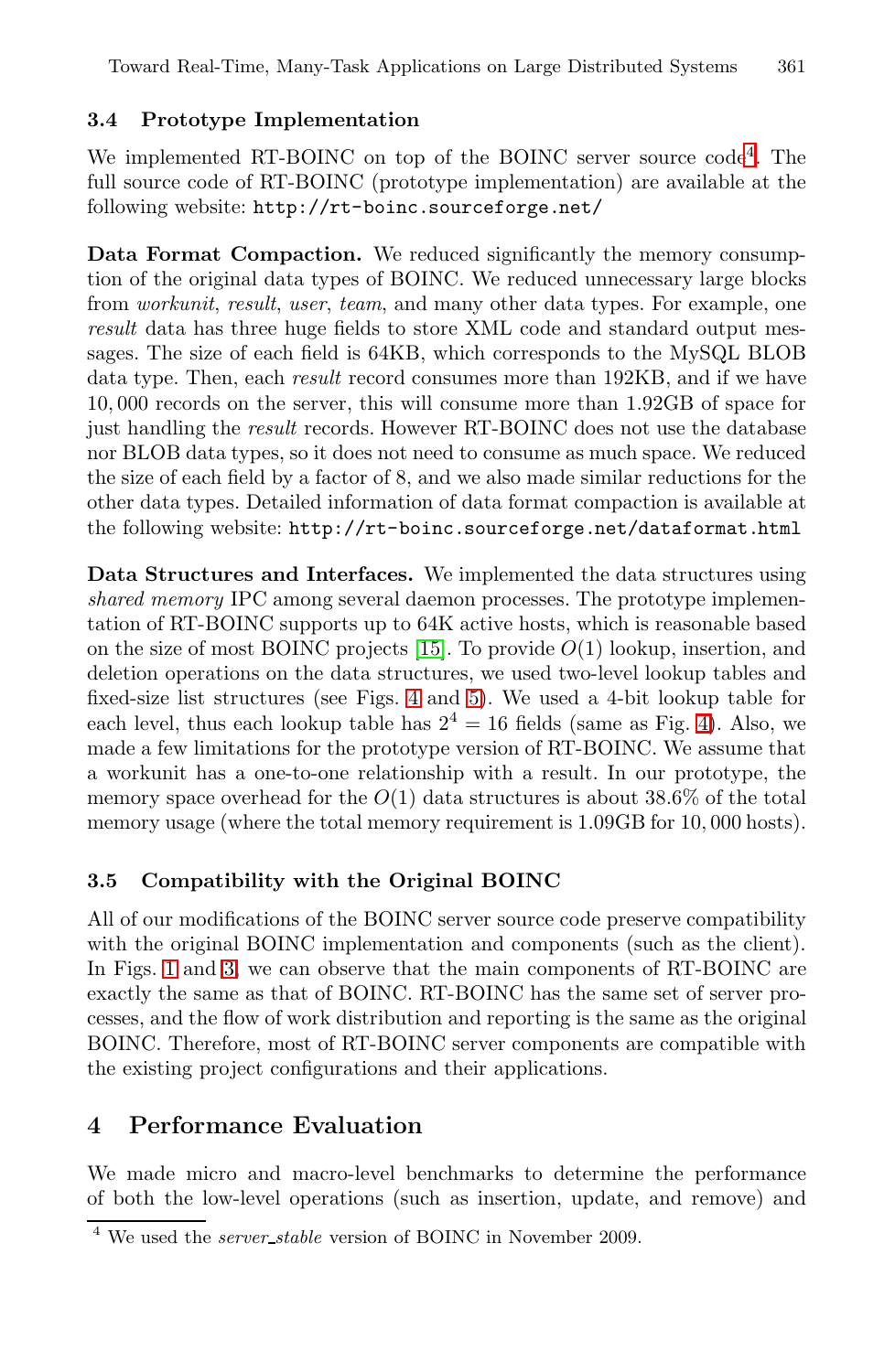### 3.4 Prototype Implementation

We implemented RT-BOINC on top of the BOINC server source code[4]. The full source code of RT-BOINC (prototype implementation) are available at the following website: `http://rt-boinc.sourceforge.net/`

**Data Format Compaction.** We reduced significantly the memory consumption of the original data types of BOINC. We reduced unnecessary large blocks from *workunit*, *result*, *user*, *team*, and many other data types. For example, one *result* data has three huge fields to store XML code and standard output messages. The size of each field is 64KB, which corresponds to the MySQL BLOB data type. Then, each *result* record consumes more than 192KB, and if we have $10,000$ records on the server, this will consume more than 1.92GB of space for just handling the *result* records. However RT-BOINC does not use the database nor BLOB data types, so it does not need to consume as much space. We reduced the size of each field by a factor of 8, and we also made similar reductions for the other data types. Detailed information of data format compaction is available at the following website: `http://rt-boinc.sourceforge.net/dataformat.html`

**Data Structures and Interfaces.** We implemented the data structures using *shared memory* IPC among several daemon processes. The prototype implementation of RT-BOINC supports up to 64K active hosts, which is reasonable based on the size of most BOINC projects [15]. To provide $O(1)$ lookup, insertion, and deletion operations on the data structures, we used two-level lookup tables and fixed-size list structures (see Figs. 4 and 5). We used a 4-bit lookup table for each level, thus each lookup table has $2^4 = 16$ fields (same as Fig. 4). Also, we made a few limitations for the prototype version of RT-BOINC. We assume that a workunit has a one-to-one relationship with a result. In our prototype, the memory space overhead for the $O(1)$ data structures is about 38.6% of the total memory usage (where the total memory requirement is 1.09GB for $10,000$ hosts).

### 3.5 Compatibility with the Original BOINC

All of our modifications of the BOINC server source code preserve compatibility with the original BOINC implementation and components (such as the client). In Figs. 1 and 3, we can observe that the main components of RT-BOINC are exactly the same as that of BOINC. RT-BOINC has the same set of server processes, and the flow of work distribution and reporting is the same as the original BOINC. Therefore, most of RT-BOINC server components are compatible with the existing project configurations and their applications.

## 4 Performance Evaluation

We made micro and macro-level benchmarks to determine the performance of both the low-level operations (such as insertion, update, and remove) and

[4] We used the *server_stable* version of BOINC in November 2009.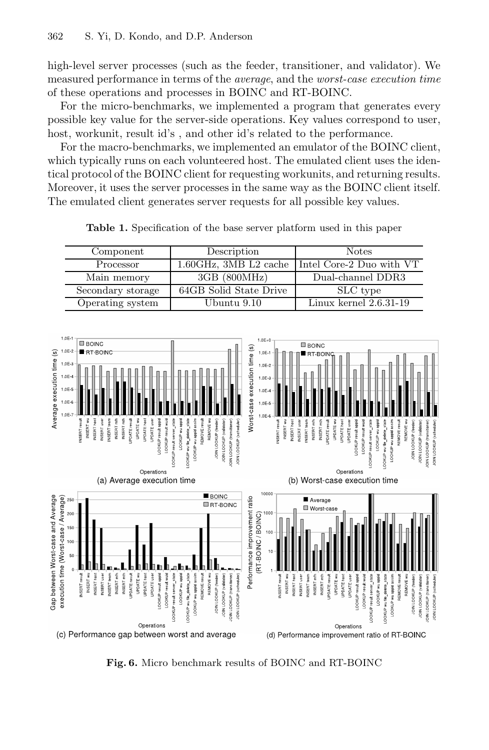high-level server processes (such as the feeder, transitioner, and validator). We measured performance in terms of the *average*, and the *worst-case execution time* of these operations and processes in BOINC and RT-BOINC.

For the micro-benchmarks, we implemented a program that generates every possible key value for the server-side operations. Key values correspond to user, host, workunit, result id's , and other id's related to the performance.

For the macro-benchmarks, we implemented an emulator of the BOINC client, which typically runs on each volunteered host. The emulated client uses the identical protocol of the BOINC client for requesting workunits, and returning results. Moreover, it uses the server processes in the same way as the BOINC client itself. The emulated client generates server requests for all possible key values.

**Table 1.** Specification of the base server platform used in this paper

| Component | Description | Notes |
|---|---|---|
| Processor | 1.60GHz, 3MB L2 cache | Intel Core-2 Duo with VT |
| Main memory | 3GB (800MHz) | Dual-channel DDR3 |
| Secondary storage | 64GB Solid State Drive | SLC type |
| Operating system | Ubuntu 9.10 | Linux kernel 2.6.31-19 |

(a) Average execution time

(b) Worst-case execution time

(c) Performance gap between worst and average

(d) Performance improvement ratio of RT-BOINC

**Fig. 6.** Micro benchmark results of BOINC and RT-BOINC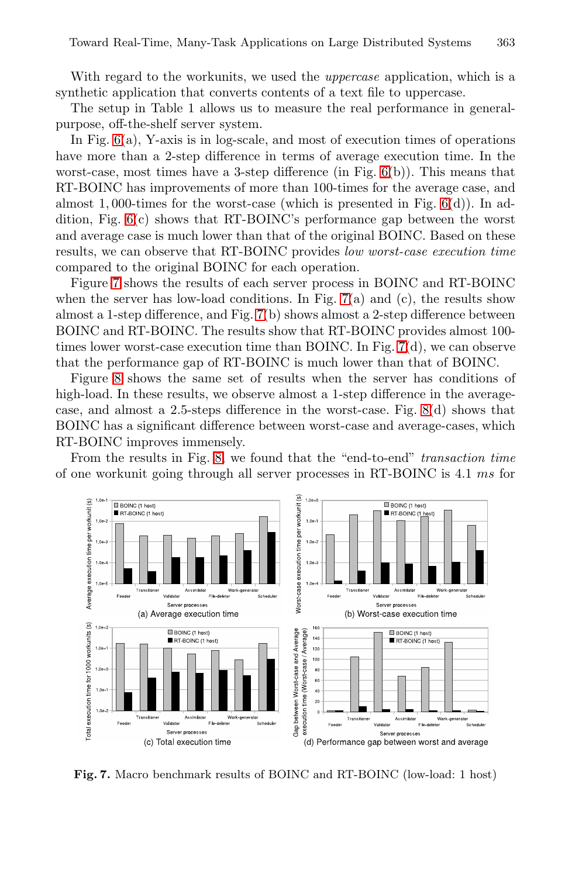With regard to the workunits, we used the *uppercase* application, which is a synthetic application that converts contents of a text file to uppercase.

The setup in Table 1 allows us to measure the real performance in general-purpose, off-the-shelf server system.

In Fig. 6(a), Y-axis is in log-scale, and most of execution times of operations have more than a 2-step difference in terms of average execution time. In the worst-case, most times have a 3-step difference (in Fig. 6(b)). This means that RT-BOINC has improvements of more than 100-times for the average case, and almost 1,000-times for the worst-case (which is presented in Fig. 6(d)). In addition, Fig. 6(c) shows that RT-BOINC's performance gap between the worst and average case is much lower than that of the original BOINC. Based on these results, we can observe that RT-BOINC provides *low worst-case execution time* compared to the original BOINC for each operation.

Figure 7 shows the results of each server process in BOINC and RT-BOINC when the server has low-load conditions. In Fig. 7(a) and (c), the results show almost a 1-step difference, and Fig. 7(b) shows almost a 2-step difference between BOINC and RT-BOINC. The results show that RT-BOINC provides almost 100-times lower worst-case execution time than BOINC. In Fig. 7(d), we can observe that the performance gap of RT-BOINC is much lower than that of BOINC.

Figure 8 shows the same set of results when the server has conditions of high-load. In these results, we observe almost a 1-step difference in the average-case, and almost a 2.5-steps difference in the worst-case. Fig. 8(d) shows that BOINC has a significant difference between worst-case and average-cases, which RT-BOINC improves immensely.

From the results in Fig. 8, we found that the "end-to-end" *transaction time* of one workunit going through all server processes in RT-BOINC is 4.1 *ms* for

(a) Average execution time

(b) Worst-case execution time

(c) Total execution time

(d) Performance gap between worst and average

**Fig. 7.** Macro benchmark results of BOINC and RT-BOINC (low-load: 1 host)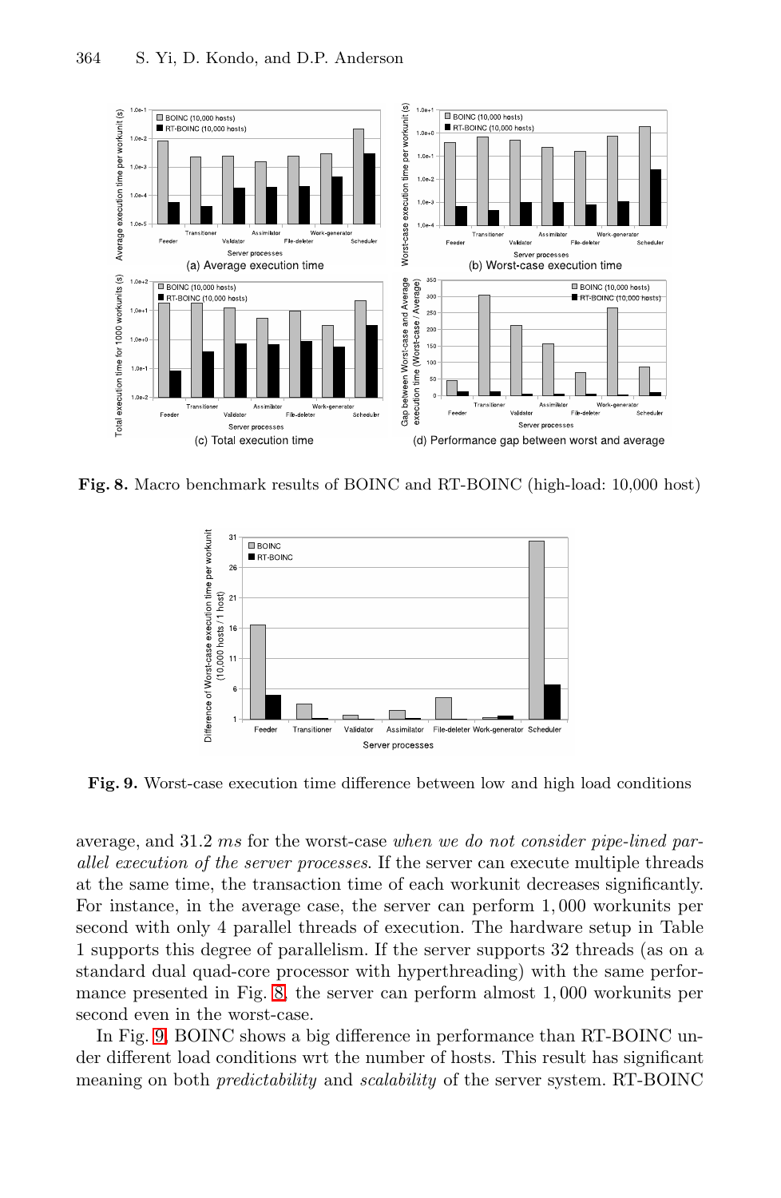**Fig. 8.** Macro benchmark results of BOINC and RT-BOINC (high-load: 10,000 host)

**Fig. 9.** Worst-case execution time difference between low and high load conditions

average, and 31.2 *ms* for the worst-case *when we do not consider pipe-lined parallel execution of the server processes*. If the server can execute multiple threads at the same time, the transaction time of each workunit decreases significantly. For instance, in the average case, the server can perform 1,000 workunits per second with only 4 parallel threads of execution. The hardware setup in Table 1 supports this degree of parallelism. If the server supports 32 threads (as on a standard dual quad-core processor with hyperthreading) with the same performance presented in Fig. 8, the server can perform almost 1,000 workunits per second even in the worst-case.

In Fig. 9, BOINC shows a big difference in performance than RT-BOINC under different load conditions wrt the number of hosts. This result has significant meaning on both *predictability* and *scalability* of the server system. RT-BOINC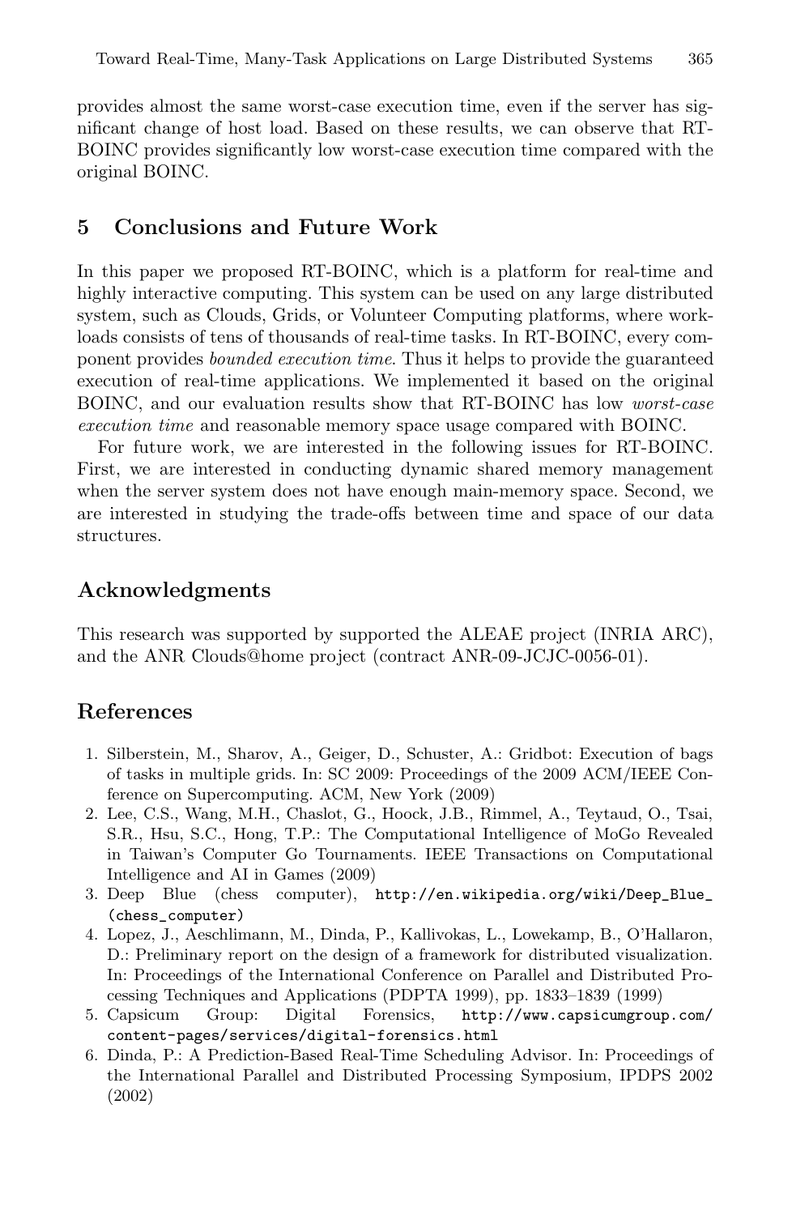provides almost the same worst-case execution time, even if the server has significant change of host load. Based on these results, we can observe that RT-BOINC provides significantly low worst-case execution time compared with the original BOINC.

## 5 Conclusions and Future Work

In this paper we proposed RT-BOINC, which is a platform for real-time and highly interactive computing. This system can be used on any large distributed system, such as Clouds, Grids, or Volunteer Computing platforms, where workloads consists of tens of thousands of real-time tasks. In RT-BOINC, every component provides *bounded execution time*. Thus it helps to provide the guaranteed execution of real-time applications. We implemented it based on the original BOINC, and our evaluation results show that RT-BOINC has low *worst-case execution time* and reasonable memory space usage compared with BOINC.

For future work, we are interested in the following issues for RT-BOINC. First, we are interested in conducting dynamic shared memory management when the server system does not have enough main-memory space. Second, we are interested in studying the trade-offs between time and space of our data structures.

## Acknowledgments

This research was supported by supported the ALEAE project (INRIA ARC), and the ANR Clouds@home project (contract ANR-09-JCJC-0056-01).

## References

1. Silberstein, M., Sharov, A., Geiger, D., Schuster, A.: Gridbot: Execution of bags of tasks in multiple grids. In: SC 2009: Proceedings of the 2009 ACM/IEEE Conference on Supercomputing. ACM, New York (2009)
2. Lee, C.S., Wang, M.H., Chaslot, G., Hoock, J.B., Rimmel, A., Teytaud, O., Tsai, S.R., Hsu, S.C., Hong, T.P.: The Computational Intelligence of MoGo Revealed in Taiwan's Computer Go Tournaments. IEEE Transactions on Computational Intelligence and AI in Games (2009)
3. Deep Blue (chess computer), `http://en.wikipedia.org/wiki/Deep_Blue_(chess_computer)`
4. Lopez, J., Aeschlimann, M., Dinda, P., Kallivokas, L., Lowekamp, B., O'Hallaron, D.: Preliminary report on the design of a framework for distributed visualization. In: Proceedings of the International Conference on Parallel and Distributed Processing Techniques and Applications (PDPTA 1999), pp. 1833–1839 (1999)
5. Capsicum Group: Digital Forensics, `http://www.capsicumgroup.com/content-pages/services/digital-forensics.html`
6. Dinda, P.: A Prediction-Based Real-Time Scheduling Advisor. In: Proceedings of the International Parallel and Distributed Processing Symposium, IPDPS 2002 (2002)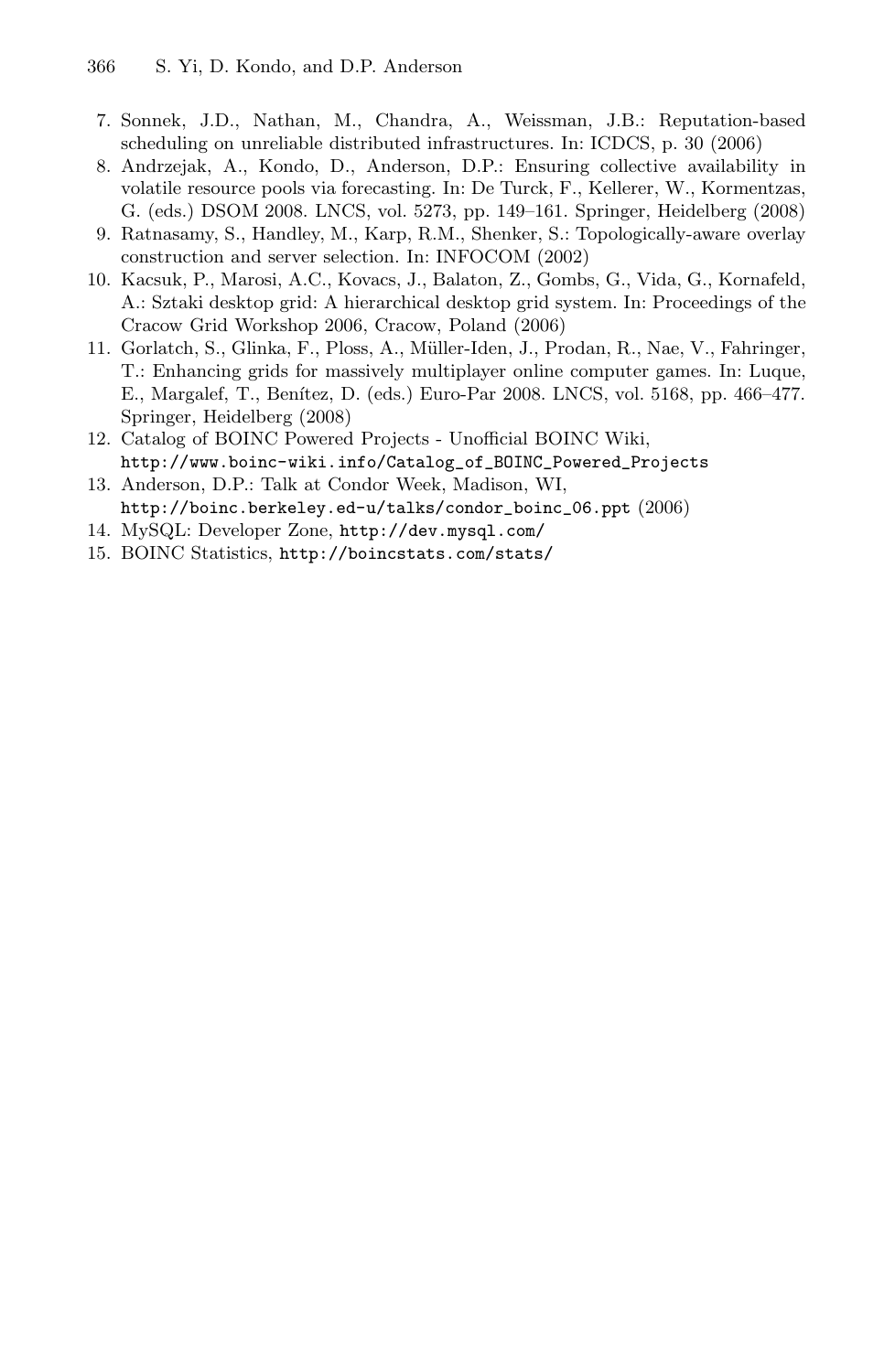7. Sonnek, J.D., Nathan, M., Chandra, A., Weissman, J.B.: Reputation-based scheduling on unreliable distributed infrastructures. In: ICDCS, p. 30 (2006)
8. Andrzejak, A., Kondo, D., Anderson, D.P.: Ensuring collective availability in volatile resource pools via forecasting. In: De Turck, F., Kellerer, W., Kormentzas, G. (eds.) DSOM 2008. LNCS, vol. 5273, pp. 149–161. Springer, Heidelberg (2008)
9. Ratnasamy, S., Handley, M., Karp, R.M., Shenker, S.: Topologically-aware overlay construction and server selection. In: INFOCOM (2002)
10. Kacsuk, P., Marosi, A.C., Kovacs, J., Balaton, Z., Gombs, G., Vida, G., Kornafeld, A.: Sztaki desktop grid: A hierarchical desktop grid system. In: Proceedings of the Cracow Grid Workshop 2006, Cracow, Poland (2006)
11. Gorlatch, S., Glinka, F., Ploss, A., Müller-Iden, J., Prodan, R., Nae, V., Fahringer, T.: Enhancing grids for massively multiplayer online computer games. In: Luque, E., Margalef, T., Benítez, D. (eds.) Euro-Par 2008. LNCS, vol. 5168, pp. 466–477. Springer, Heidelberg (2008)
12. Catalog of BOINC Powered Projects - Unofficial BOINC Wiki, `http://www.boinc-wiki.info/Catalog_of_BOINC_Powered_Projects`
13. Anderson, D.P.: Talk at Condor Week, Madison, WI, `http://boinc.berkeley.ed-u/talks/condor_boinc_06.ppt` (2006)
14. MySQL: Developer Zone, `http://dev.mysql.com/`
15. BOINC Statistics, `http://boincstats.com/stats/`